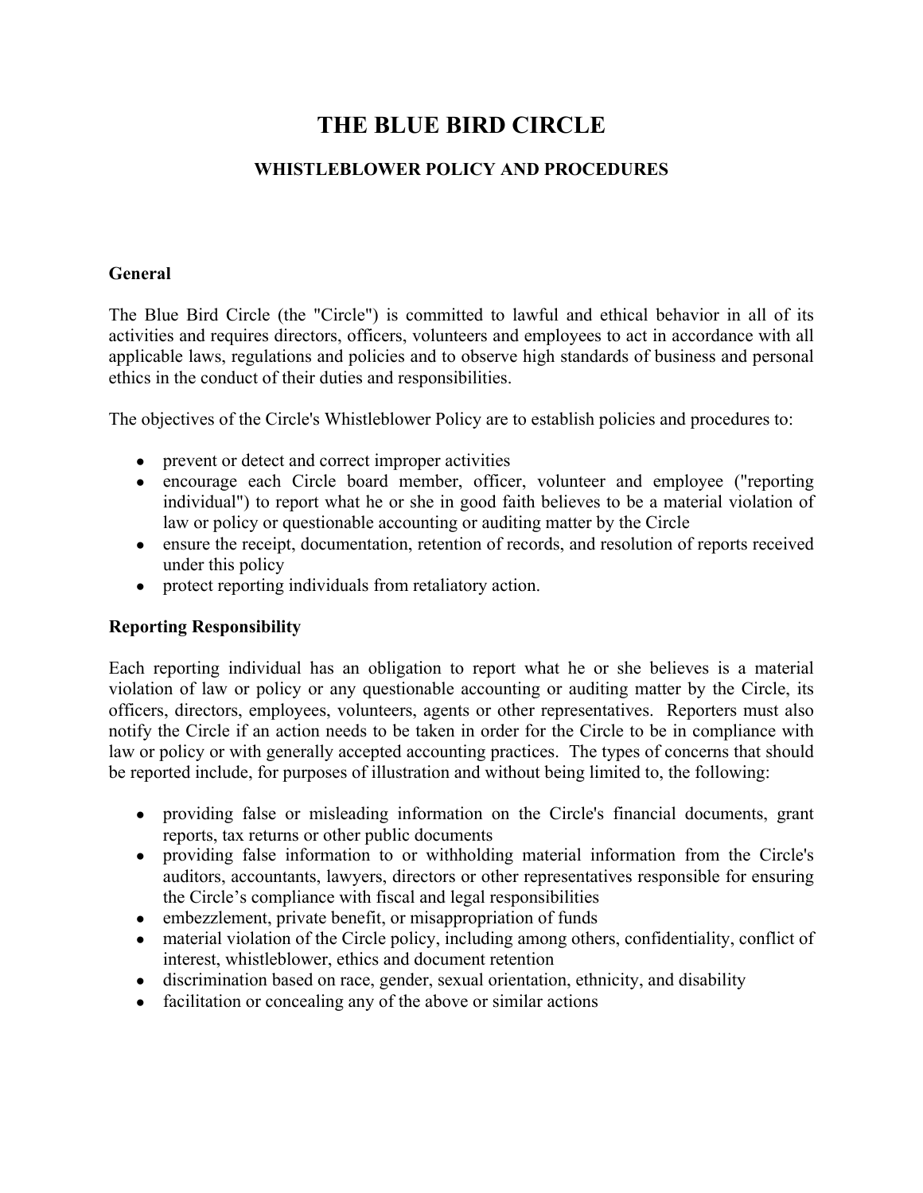# THE BLUE BIRD CIRCLE

## WHISTLEBLOWER POLICY AND PROCEDURES

### General

The Blue Bird Circle (the "Circle") is committed to lawful and ethical behavior in all of its activities and requires directors, officers, volunteers and employees to act in accordance with all applicable laws, regulations and policies and to observe high standards of business and personal ethics in the conduct of their duties and responsibilities.

The objectives of the Circle's Whistleblower Policy are to establish policies and procedures to:

- prevent or detect and correct improper activities
- encourage each Circle board member, officer, volunteer and employee ("reporting individual") to report what he or she in good faith believes to be a material violation of law or policy or questionable accounting or auditing matter by the Circle
- ensure the receipt, documentation, retention of records, and resolution of reports received under this policy
- protect reporting individuals from retaliatory action.

### Reporting Responsibility

Each reporting individual has an obligation to report what he or she believes is a material violation of law or policy or any questionable accounting or auditing matter by the Circle, its officers, directors, employees, volunteers, agents or other representatives. Reporters must also notify the Circle if an action needs to be taken in order for the Circle to be in compliance with law or policy or with generally accepted accounting practices. The types of concerns that should be reported include, for purposes of illustration and without being limited to, the following:

- providing false or misleading information on the Circle's financial documents, grant reports, tax returns or other public documents
- providing false information to or withholding material information from the Circle's auditors, accountants, lawyers, directors or other representatives responsible for ensuring the Circle's compliance with fiscal and legal responsibilities
- embezzlement, private benefit, or misappropriation of funds
- material violation of the Circle policy, including among others, confidentiality, conflict of interest, whistleblower, ethics and document retention
- discrimination based on race, gender, sexual orientation, ethnicity, and disability
- facilitation or concealing any of the above or similar actions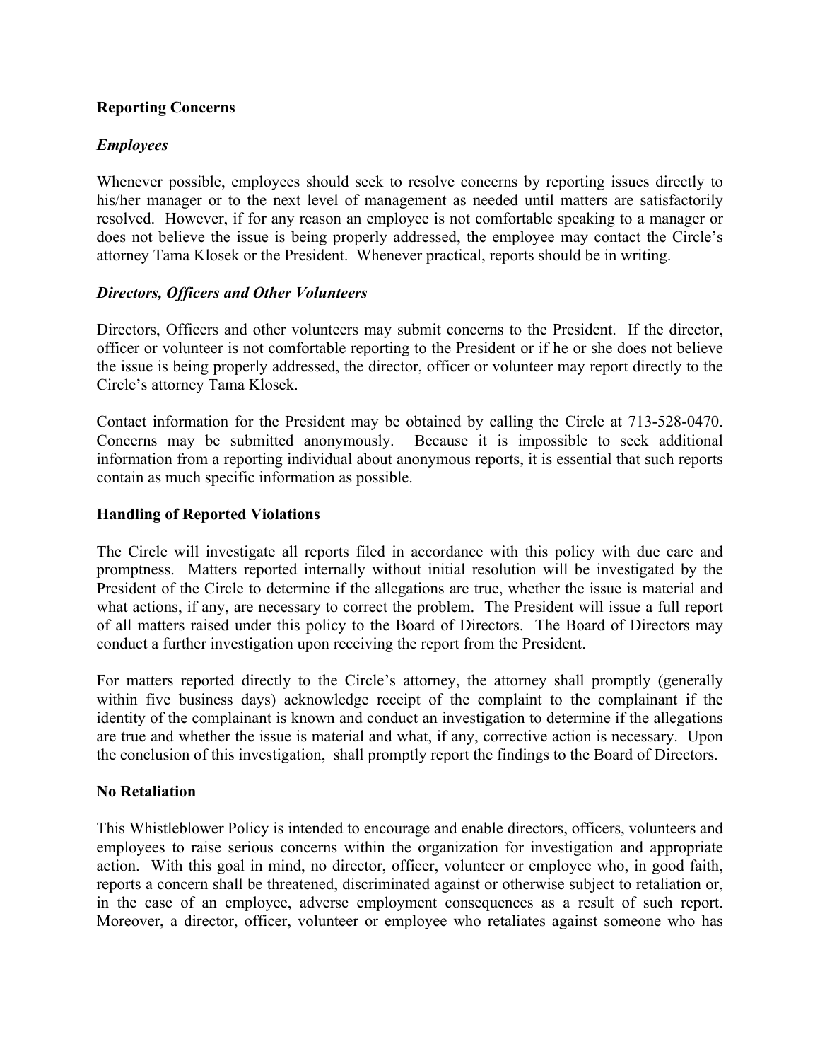**Reporting Concerns**

***Employees***

Whenever possible, employees should seek to resolve concerns by reporting issues directly to his/her manager or to the next level of management as needed until matters are satisfactorily resolved. However, if for any reason an employee is not comfortable speaking to a manager or does not believe the issue is being properly addressed, the employee may contact the Circle's attorney Tama Klosek or the President. Whenever practical, reports should be in writing.

***Directors, Officers and Other Volunteers***

Directors, Officers and other volunteers may submit concerns to the President. If the director, officer or volunteer is not comfortable reporting to the President or if he or she does not believe the issue is being properly addressed, the director, officer or volunteer may report directly to the Circle's attorney Tama Klosek.

Contact information for the President may be obtained by calling the Circle at 713-528-0470. Concerns may be submitted anonymously. Because it is impossible to seek additional information from a reporting individual about anonymous reports, it is essential that such reports contain as much specific information as possible.

**Handling of Reported Violations**

The Circle will investigate all reports filed in accordance with this policy with due care and promptness. Matters reported internally without initial resolution will be investigated by the President of the Circle to determine if the allegations are true, whether the issue is material and what actions, if any, are necessary to correct the problem. The President will issue a full report of all matters raised under this policy to the Board of Directors. The Board of Directors may conduct a further investigation upon receiving the report from the President.

For matters reported directly to the Circle's attorney, the attorney shall promptly (generally within five business days) acknowledge receipt of the complaint to the complainant if the identity of the complainant is known and conduct an investigation to determine if the allegations are true and whether the issue is material and what, if any, corrective action is necessary. Upon the conclusion of this investigation, shall promptly report the findings to the Board of Directors.

**No Retaliation**

This Whistleblower Policy is intended to encourage and enable directors, officers, volunteers and employees to raise serious concerns within the organization for investigation and appropriate action. With this goal in mind, no director, officer, volunteer or employee who, in good faith, reports a concern shall be threatened, discriminated against or otherwise subject to retaliation or, in the case of an employee, adverse employment consequences as a result of such report. Moreover, a director, officer, volunteer or employee who retaliates against someone who has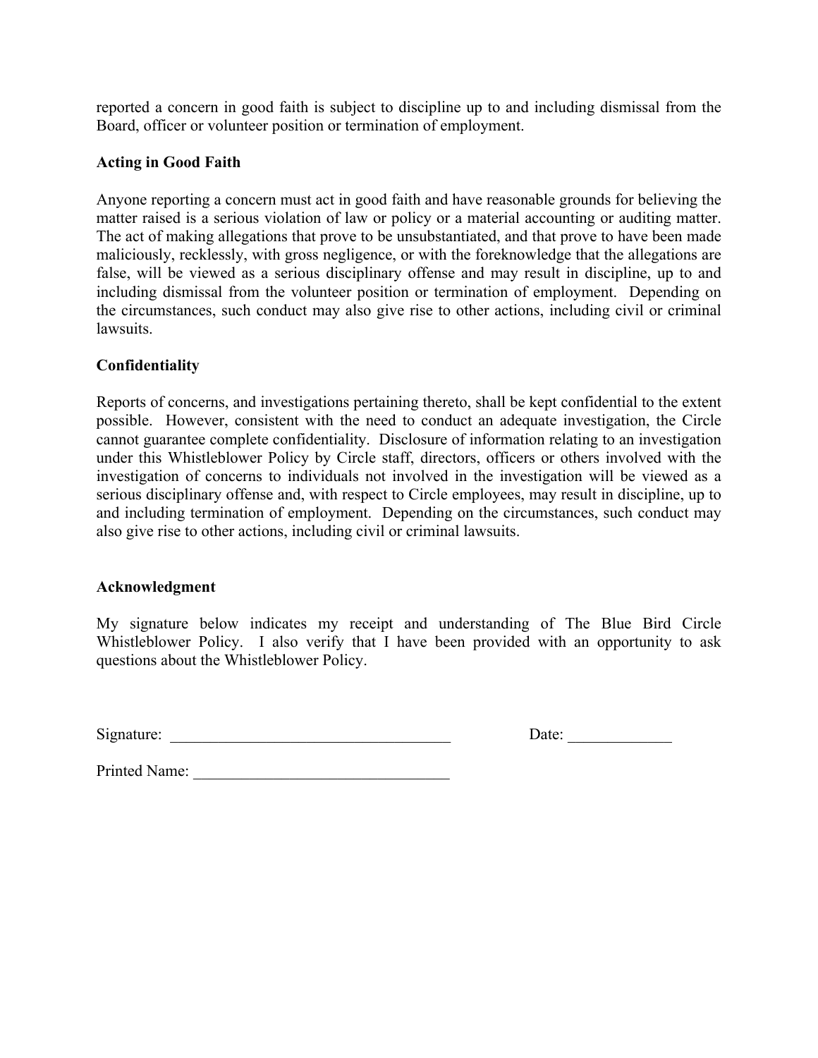reported a concern in good faith is subject to discipline up to and including dismissal from the Board, officer or volunteer position or termination of employment.

**Acting in Good Faith**

Anyone reporting a concern must act in good faith and have reasonable grounds for believing the matter raised is a serious violation of law or policy or a material accounting or auditing matter. The act of making allegations that prove to be unsubstantiated, and that prove to have been made maliciously, recklessly, with gross negligence, or with the foreknowledge that the allegations are false, will be viewed as a serious disciplinary offense and may result in discipline, up to and including dismissal from the volunteer position or termination of employment. Depending on the circumstances, such conduct may also give rise to other actions, including civil or criminal lawsuits.

**Confidentiality**

Reports of concerns, and investigations pertaining thereto, shall be kept confidential to the extent possible. However, consistent with the need to conduct an adequate investigation, the Circle cannot guarantee complete confidentiality. Disclosure of information relating to an investigation under this Whistleblower Policy by Circle staff, directors, officers or others involved with the investigation of concerns to individuals not involved in the investigation will be viewed as a serious disciplinary offense and, with respect to Circle employees, may result in discipline, up to and including termination of employment. Depending on the circumstances, such conduct may also give rise to other actions, including civil or criminal lawsuits.

**Acknowledgment**

My signature below indicates my receipt and understanding of The Blue Bird Circle Whistleblower Policy. I also verify that I have been provided with an opportunity to ask questions about the Whistleblower Policy.

Signature: ___________________________________ Date: _____________

Printed Name: ________________________________